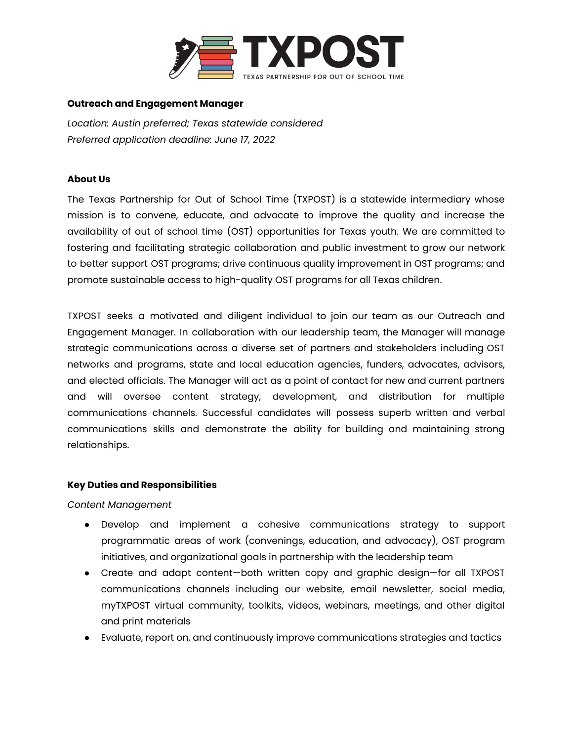# TXPOST

TEXAS PARTNERSHIP FOR OUT OF SCHOOL TIME

**Outreach and Engagement Manager**

*Location: Austin preferred; Texas statewide considered*
*Preferred application deadline: June 17, 2022*

**About Us**

The Texas Partnership for Out of School Time (TXPOST) is a statewide intermediary whose mission is to convene, educate, and advocate to improve the quality and increase the availability of out of school time (OST) opportunities for Texas youth. We are committed to fostering and facilitating strategic collaboration and public investment to grow our network to better support OST programs; drive continuous quality improvement in OST programs; and promote sustainable access to high-quality OST programs for all Texas children.

TXPOST seeks a motivated and diligent individual to join our team as our Outreach and Engagement Manager. In collaboration with our leadership team, the Manager will manage strategic communications across a diverse set of partners and stakeholders including OST networks and programs, state and local education agencies, funders, advocates, advisors, and elected officials. The Manager will act as a point of contact for new and current partners and will oversee content strategy, development, and distribution for multiple communications channels. Successful candidates will possess superb written and verbal communications skills and demonstrate the ability for building and maintaining strong relationships.

**Key Duties and Responsibilities**

*Content Management*

- Develop and implement a cohesive communications strategy to support programmatic areas of work (convenings, education, and advocacy), OST program initiatives, and organizational goals in partnership with the leadership team
- Create and adapt content—both written copy and graphic design—for all TXPOST communications channels including our website, email newsletter, social media, myTXPOST virtual community, toolkits, videos, webinars, meetings, and other digital and print materials
- Evaluate, report on, and continuously improve communications strategies and tactics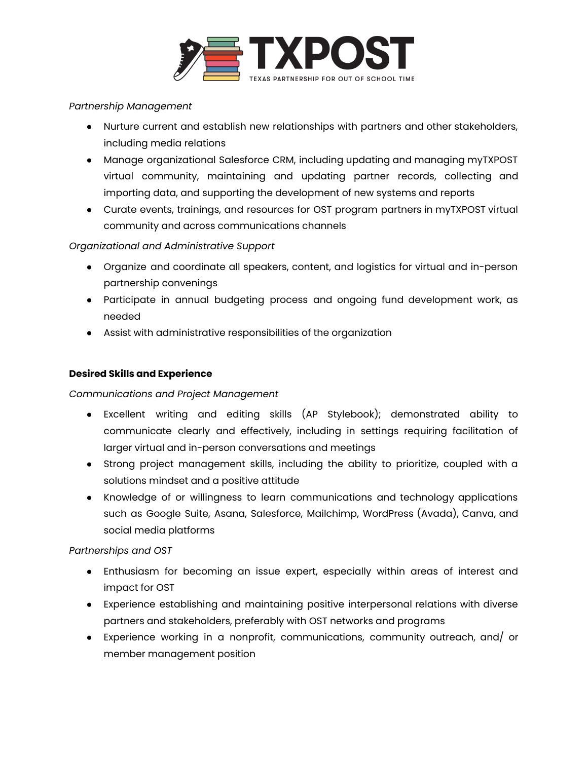*Partnership Management*

- Nurture current and establish new relationships with partners and other stakeholders, including media relations
- Manage organizational Salesforce CRM, including updating and managing myTXPOST virtual community, maintaining and updating partner records, collecting and importing data, and supporting the development of new systems and reports
- Curate events, trainings, and resources for OST program partners in myTXPOST virtual community and across communications channels

*Organizational and Administrative Support*

- Organize and coordinate all speakers, content, and logistics for virtual and in-person partnership convenings
- Participate in annual budgeting process and ongoing fund development work, as needed
- Assist with administrative responsibilities of the organization

**Desired Skills and Experience**

*Communications and Project Management*

- Excellent writing and editing skills (AP Stylebook); demonstrated ability to communicate clearly and effectively, including in settings requiring facilitation of larger virtual and in-person conversations and meetings
- Strong project management skills, including the ability to prioritize, coupled with a solutions mindset and a positive attitude
- Knowledge of or willingness to learn communications and technology applications such as Google Suite, Asana, Salesforce, Mailchimp, WordPress (Avada), Canva, and social media platforms

*Partnerships and OST*

- Enthusiasm for becoming an issue expert, especially within areas of interest and impact for OST
- Experience establishing and maintaining positive interpersonal relations with diverse partners and stakeholders, preferably with OST networks and programs
- Experience working in a nonprofit, communications, community outreach, and/ or member management position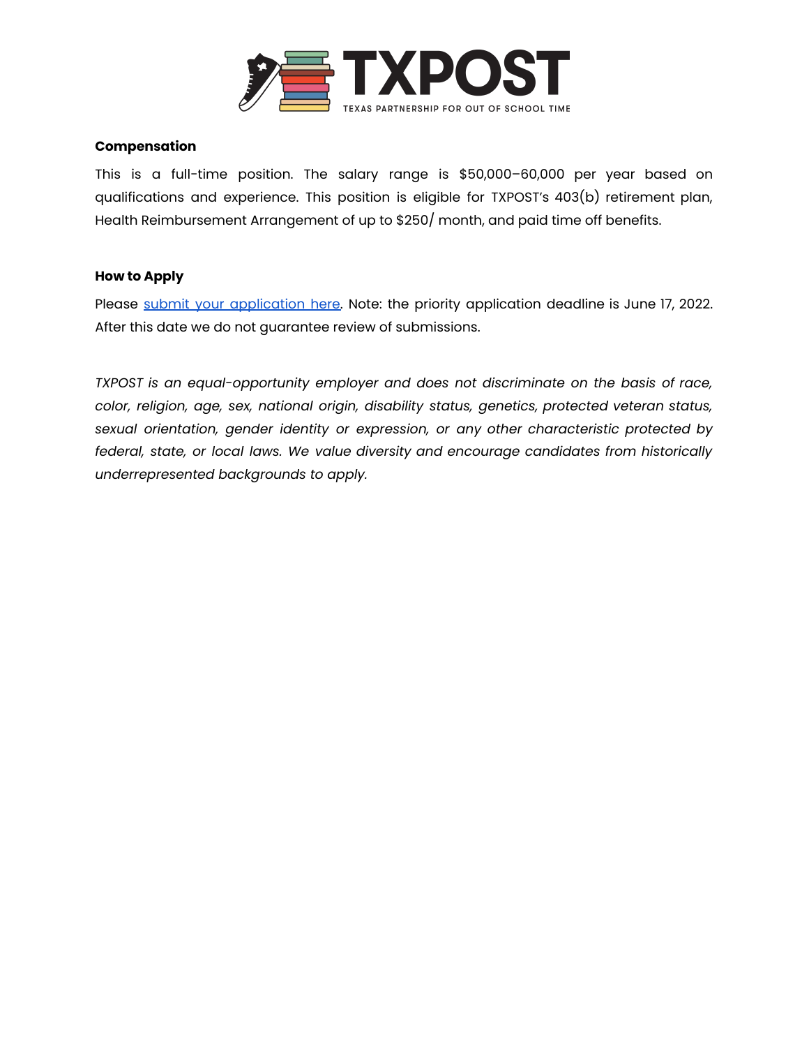**Compensation**

This is a full-time position. The salary range is $50,000–60,000 per year based on qualifications and experience. This position is eligible for TXPOST's 403(b) retirement plan, Health Reimbursement Arrangement of up to $250/ month, and paid time off benefits.

**How to Apply**

Please submit your application here. Note: the priority application deadline is June 17, 2022. After this date we do not guarantee review of submissions.

*TXPOST is an equal-opportunity employer and does not discriminate on the basis of race, color, religion, age, sex, national origin, disability status, genetics, protected veteran status, sexual orientation, gender identity or expression, or any other characteristic protected by federal, state, or local laws. We value diversity and encourage candidates from historically underrepresented backgrounds to apply.*